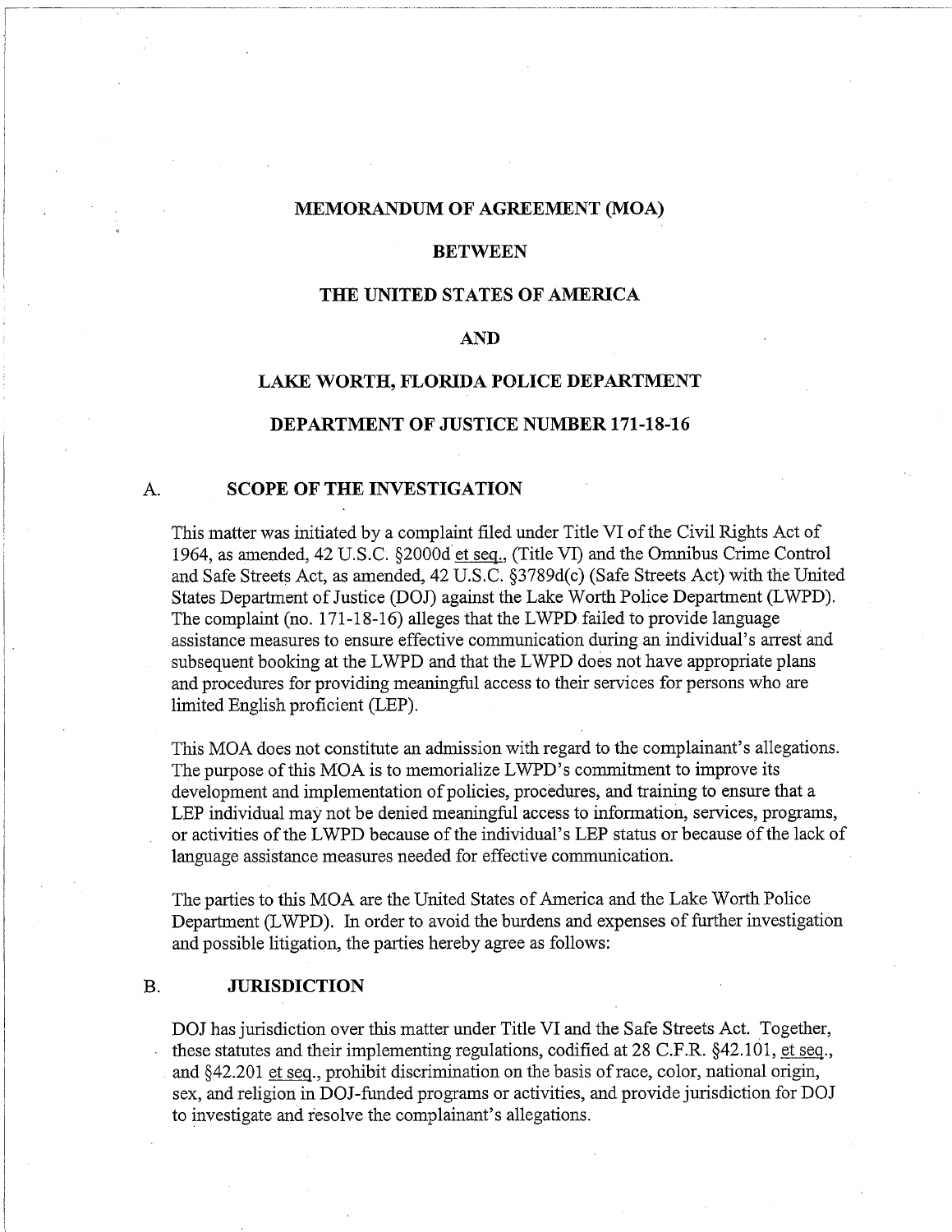# MEMORANDUM OF AGREEMENT (MOA)

# BETWEEN

# THE UNITED STATES OF AMERICA

# AND

# LAKE WORTH, FLORIDA POLICE DEPARTMENT

# DEPARTMENT OF JUSTICE NUMBER 171-18-16

## A. SCOPE OF THE INVESTIGATION

This matter was initiated by a complaint filed under Title VI of the Civil Rights Act of 1964, as amended, 42 U.S.C. §2000d et seq., (Title VI) and the Omnibus Crime Control and Safe Streets Act, as amended, 42 U.S.C. §3789d(c) (Safe Streets Act) with the United States Department of Justice (DOJ) against the Lake Worth Police Department (LWPD). The complaint (no. 171-18-16) alleges that the LWPD failed to provide language assistance measures to ensure effective communication during an individual's arrest and subsequent booking at the LWPD and that the LWPD does not have appropriate plans and procedures for providing meaningful access to their services for persons who are limited English proficient (LEP).

This MOA does not constitute an admission with regard to the complainant's allegations. The purpose of this MOA is to memorialize LWPD's commitment to improve its development and implementation of policies, procedures, and training to ensure that a LEP individual may not be denied meaningful access to information, services, programs, or activities of the LWPD because of the individual's LEP status or because of the lack of language assistance measures needed for effective communication.

The parties to this MOA are the United States of America and the Lake Worth Police Department (LWPD). In order to avoid the burdens and expenses of further investigation and possible litigation, the parties hereby agree as follows:

## B. JURISDICTION

DOJ has jurisdiction over this matter under Title VI and the Safe Streets Act. Together, these statutes and their implementing regulations, codified at 28 C.F.R. §42.101, et seq., and §42.201 et seq., prohibit discrimination on the basis of race, color, national origin, sex, and religion in DOJ-funded programs or activities, and provide jurisdiction for DOJ to investigate and resolve the complainant's allegations.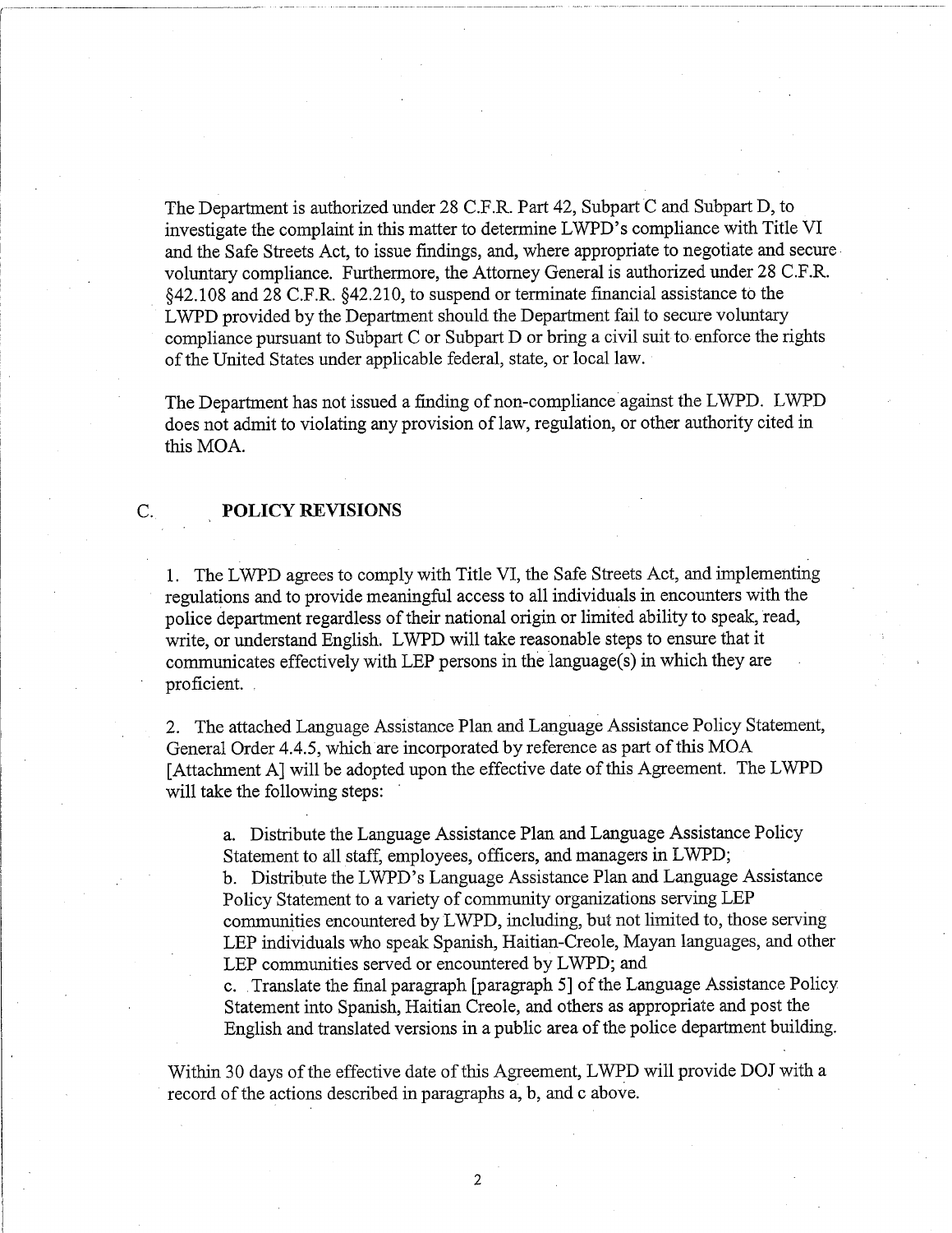The Department is authorized under 28 C.F.R. Part 42, Subpart C and Subpart D, to investigate the complaint in this matter to determine LWPD's compliance with Title VI and the Safe Streets Act, to issue findings, and, where appropriate to negotiate and secure voluntary compliance. Furthermore, the Attorney General is authorized under 28 C.F.R. §42.108 and 28 C.F.R. §42.210, to suspend or terminate financial assistance to the LWPD provided by the Department should the Department fail to secure voluntary compliance pursuant to Subpart C or Subpart D or bring a civil suit to enforce the rights of the United States under applicable federal, state, or local law.

The Department has not issued a finding of non-compliance against the LWPD. LWPD does not admit to violating any provision of law, regulation, or other authority cited in this MOA.

## C. POLICY REVISIONS

1. The LWPD agrees to comply with Title VI, the Safe Streets Act, and implementing regulations and to provide meaningful access to all individuals in encounters with the police department regardless of their national origin or limited ability to speak, read, write, or understand English. LWPD will take reasonable steps to ensure that it communicates effectively with LEP persons in the language(s) in which they are proficient.

2. The attached Language Assistance Plan and Language Assistance Policy Statement, General Order 4.4.5, which are incorporated by reference as part of this MOA [Attachment A] will be adopted upon the effective date of this Agreement. The LWPD will take the following steps:

   a. Distribute the Language Assistance Plan and Language Assistance Policy Statement to all staff, employees, officers, and managers in LWPD;
   b. Distribute the LWPD's Language Assistance Plan and Language Assistance Policy Statement to a variety of community organizations serving LEP communities encountered by LWPD, including, but not limited to, those serving LEP individuals who speak Spanish, Haitian-Creole, Mayan languages, and other LEP communities served or encountered by LWPD; and
   c. Translate the final paragraph [paragraph 5] of the Language Assistance Policy Statement into Spanish, Haitian Creole, and others as appropriate and post the English and translated versions in a public area of the police department building.

Within 30 days of the effective date of this Agreement, LWPD will provide DOJ with a record of the actions described in paragraphs a, b, and c above.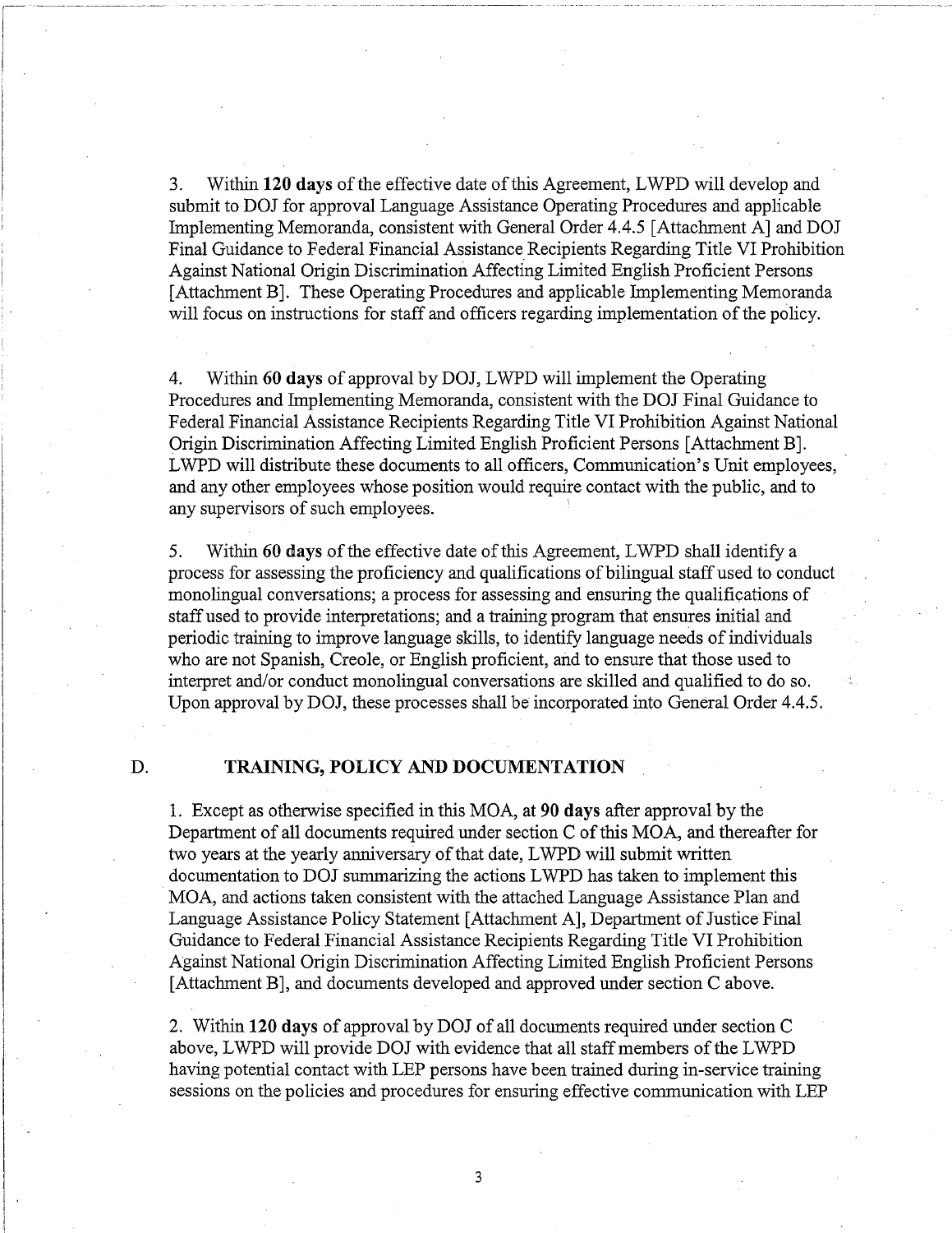3. Within **120 days** of the effective date of this Agreement, LWPD will develop and submit to DOJ for approval Language Assistance Operating Procedures and applicable Implementing Memoranda, consistent with General Order 4.4.5 [Attachment A] and DOJ Final Guidance to Federal Financial Assistance Recipients Regarding Title VI Prohibition Against National Origin Discrimination Affecting Limited English Proficient Persons [Attachment B]. These Operating Procedures and applicable Implementing Memoranda will focus on instructions for staff and officers regarding implementation of the policy.

4. Within **60 days** of approval by DOJ, LWPD will implement the Operating Procedures and Implementing Memoranda, consistent with the DOJ Final Guidance to Federal Financial Assistance Recipients Regarding Title VI Prohibition Against National Origin Discrimination Affecting Limited English Proficient Persons [Attachment B]. LWPD will distribute these documents to all officers, Communication's Unit employees, and any other employees whose position would require contact with the public, and to any supervisors of such employees.

5. Within **60 days** of the effective date of this Agreement, LWPD shall identify a process for assessing the proficiency and qualifications of bilingual staff used to conduct monolingual conversations; a process for assessing and ensuring the qualifications of staff used to provide interpretations; and a training program that ensures initial and periodic training to improve language skills, to identify language needs of individuals who are not Spanish, Creole, or English proficient, and to ensure that those used to interpret and/or conduct monolingual conversations are skilled and qualified to do so. Upon approval by DOJ, these processes shall be incorporated into General Order 4.4.5.

## D. TRAINING, POLICY AND DOCUMENTATION

1. Except as otherwise specified in this MOA, at **90 days** after approval by the Department of all documents required under section C of this MOA, and thereafter for two years at the yearly anniversary of that date, LWPD will submit written documentation to DOJ summarizing the actions LWPD has taken to implement this MOA, and actions taken consistent with the attached Language Assistance Plan and Language Assistance Policy Statement [Attachment A], Department of Justice Final Guidance to Federal Financial Assistance Recipients Regarding Title VI Prohibition Against National Origin Discrimination Affecting Limited English Proficient Persons [Attachment B], and documents developed and approved under section C above.

2. Within **120 days** of approval by DOJ of all documents required under section C above, LWPD will provide DOJ with evidence that all staff members of the LWPD having potential contact with LEP persons have been trained during in-service training sessions on the policies and procedures for ensuring effective communication with LEP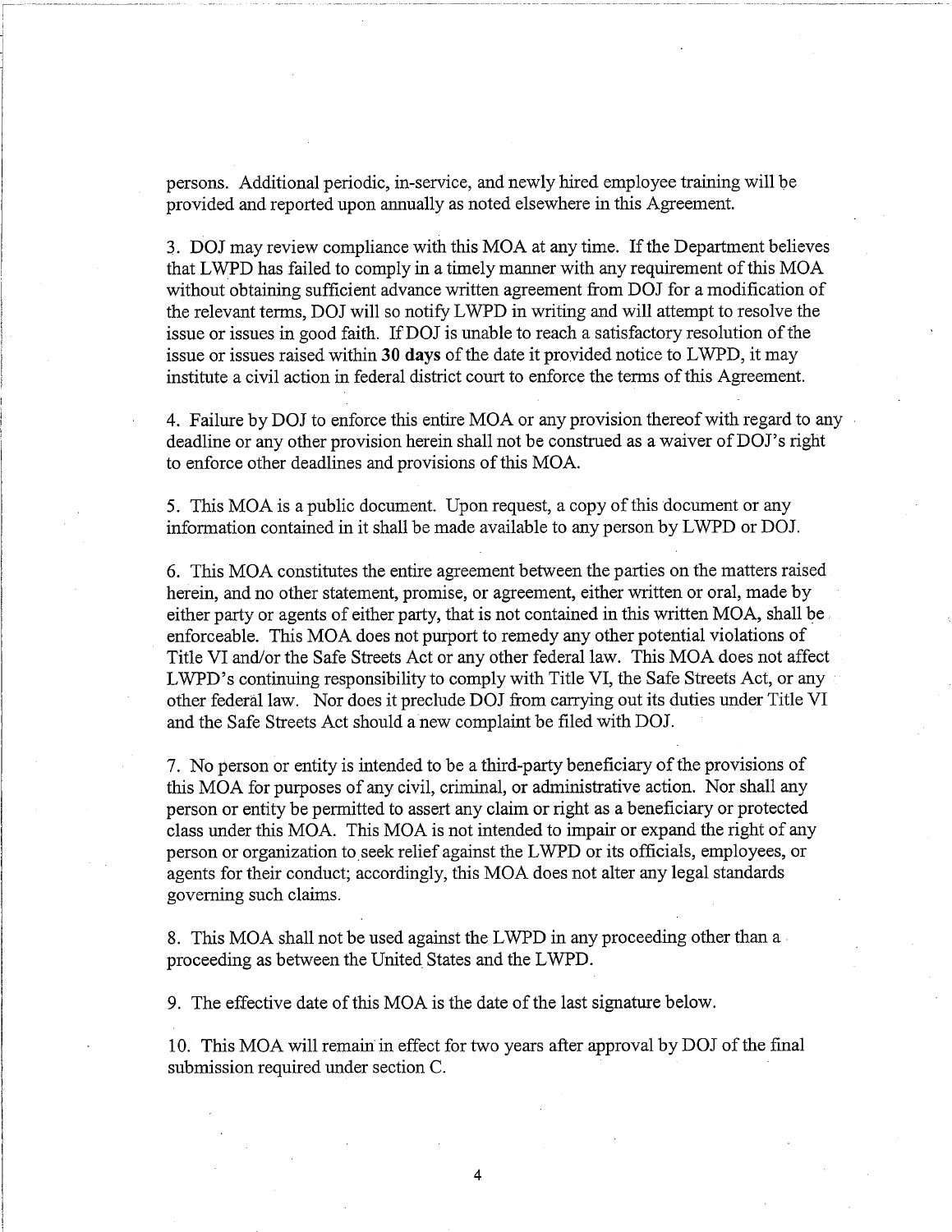persons. Additional periodic, in-service, and newly hired employee training will be provided and reported upon annually as noted elsewhere in this Agreement.

3. DOJ may review compliance with this MOA at any time. If the Department believes that LWPD has failed to comply in a timely manner with any requirement of this MOA without obtaining sufficient advance written agreement from DOJ for a modification of the relevant terms, DOJ will so notify LWPD in writing and will attempt to resolve the issue or issues in good faith. If DOJ is unable to reach a satisfactory resolution of the issue or issues raised within **30 days** of the date it provided notice to LWPD, it may institute a civil action in federal district court to enforce the terms of this Agreement.

4. Failure by DOJ to enforce this entire MOA or any provision thereof with regard to any deadline or any other provision herein shall not be construed as a waiver of DOJ's right to enforce other deadlines and provisions of this MOA.

5. This MOA is a public document. Upon request, a copy of this document or any information contained in it shall be made available to any person by LWPD or DOJ.

6. This MOA constitutes the entire agreement between the parties on the matters raised herein, and no other statement, promise, or agreement, either written or oral, made by either party or agents of either party, that is not contained in this written MOA, shall be enforceable. This MOA does not purport to remedy any other potential violations of Title VI and/or the Safe Streets Act or any other federal law. This MOA does not affect LWPD's continuing responsibility to comply with Title VI, the Safe Streets Act, or any other federal law. Nor does it preclude DOJ from carrying out its duties under Title VI and the Safe Streets Act should a new complaint be filed with DOJ.

7. No person or entity is intended to be a third-party beneficiary of the provisions of this MOA for purposes of any civil, criminal, or administrative action. Nor shall any person or entity be permitted to assert any claim or right as a beneficiary or protected class under this MOA. This MOA is not intended to impair or expand the right of any person or organization to seek relief against the LWPD or its officials, employees, or agents for their conduct; accordingly, this MOA does not alter any legal standards governing such claims.

8. This MOA shall not be used against the LWPD in any proceeding other than a proceeding as between the United States and the LWPD.

9. The effective date of this MOA is the date of the last signature below.

10. This MOA will remain in effect for two years after approval by DOJ of the final submission required under section C.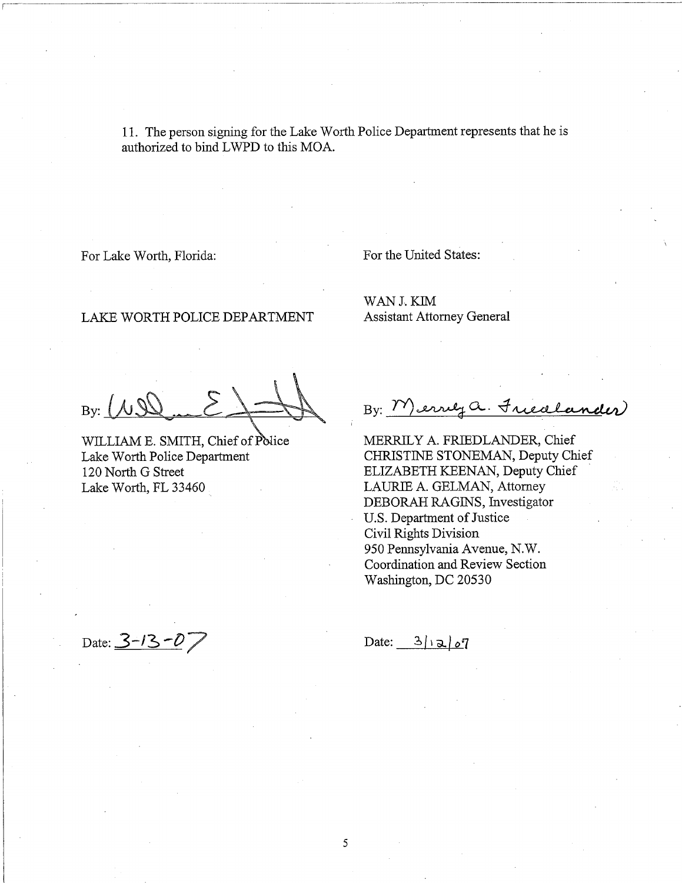11. The person signing for the Lake Worth Police Department represents that he is authorized to bind LWPD to this MOA.

For Lake Worth, Florida:

LAKE WORTH POLICE DEPARTMENT

By: _______________

WILLIAM E. SMITH, Chief of Police
Lake Worth Police Department
120 North G Street
Lake Worth, FL 33460

Date: 3-13-07

For the United States:

WAN J. KIM
Assistant Attorney General

By: Merrily A. Friedlander

MERRILY A. FRIEDLANDER, Chief
CHRISTINE STONEMAN, Deputy Chief
ELIZABETH KEENAN, Deputy Chief
LAURIE A. GELMAN, Attorney
DEBORAH RAGINS, Investigator
U.S. Department of Justice
Civil Rights Division
950 Pennsylvania Avenue, N.W.
Coordination and Review Section
Washington, DC 20530

Date: 3/12/07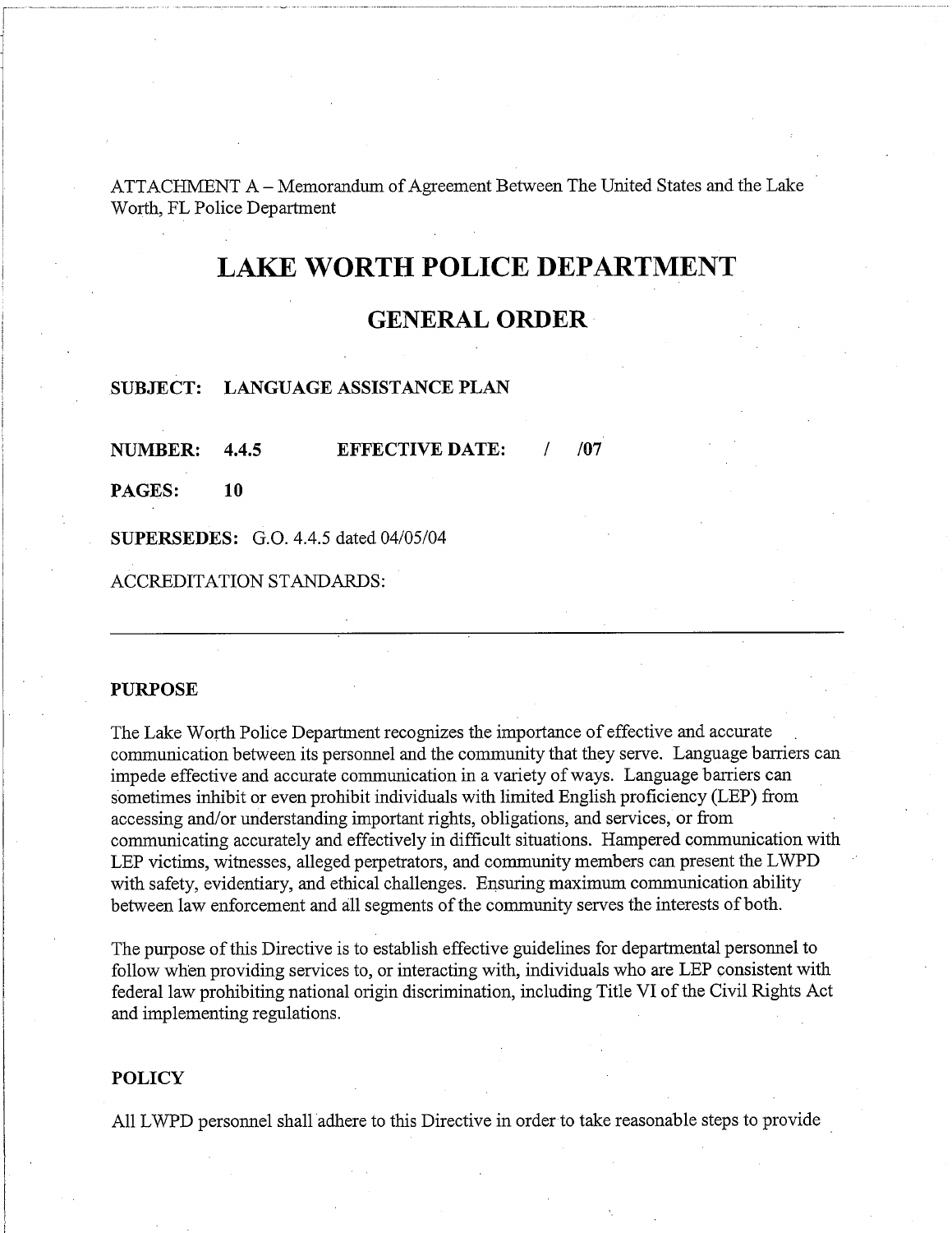ATTACHMENT A – Memorandum of Agreement Between The United States and the Lake Worth, FL Police Department

# LAKE WORTH POLICE DEPARTMENT

## GENERAL ORDER

**SUBJECT: LANGUAGE ASSISTANCE PLAN**

**NUMBER: 4.4.5** **EFFECTIVE DATE: / /07**

**PAGES: 10**

**SUPERSEDES:** G.O. 4.4.5 dated 04/05/04

ACCREDITATION STANDARDS:

---

**PURPOSE**

The Lake Worth Police Department recognizes the importance of effective and accurate communication between its personnel and the community that they serve. Language barriers can impede effective and accurate communication in a variety of ways. Language barriers can sometimes inhibit or even prohibit individuals with limited English proficiency (LEP) from accessing and/or understanding important rights, obligations, and services, or from communicating accurately and effectively in difficult situations. Hampered communication with LEP victims, witnesses, alleged perpetrators, and community members can present the LWPD with safety, evidentiary, and ethical challenges. Ensuring maximum communication ability between law enforcement and all segments of the community serves the interests of both.

The purpose of this Directive is to establish effective guidelines for departmental personnel to follow when providing services to, or interacting with, individuals who are LEP consistent with federal law prohibiting national origin discrimination, including Title VI of the Civil Rights Act and implementing regulations.

**POLICY**

All LWPD personnel shall adhere to this Directive in order to take reasonable steps to provide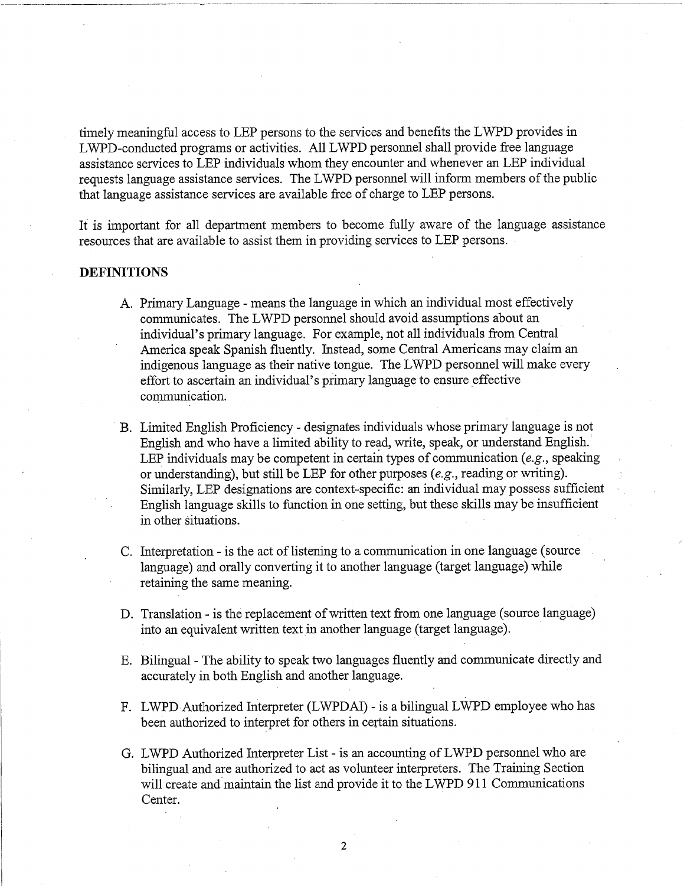timely meaningful access to LEP persons to the services and benefits the LWPD provides in LWPD-conducted programs or activities. All LWPD personnel shall provide free language assistance services to LEP individuals whom they encounter and whenever an LEP individual requests language assistance services. The LWPD personnel will inform members of the public that language assistance services are available free of charge to LEP persons.

It is important for all department members to become fully aware of the language assistance resources that are available to assist them in providing services to LEP persons.

**DEFINITIONS**

A. Primary Language - means the language in which an individual most effectively communicates. The LWPD personnel should avoid assumptions about an individual's primary language. For example, not all individuals from Central America speak Spanish fluently. Instead, some Central Americans may claim an indigenous language as their native tongue. The LWPD personnel will make every effort to ascertain an individual's primary language to ensure effective communication.

B. Limited English Proficiency - designates individuals whose primary language is not English and who have a limited ability to read, write, speak, or understand English. LEP individuals may be competent in certain types of communication (*e.g.*, speaking or understanding), but still be LEP for other purposes (*e.g.*, reading or writing). Similarly, LEP designations are context-specific: an individual may possess sufficient English language skills to function in one setting, but these skills may be insufficient in other situations.

C. Interpretation - is the act of listening to a communication in one language (source language) and orally converting it to another language (target language) while retaining the same meaning.

D. Translation - is the replacement of written text from one language (source language) into an equivalent written text in another language (target language).

E. Bilingual - The ability to speak two languages fluently and communicate directly and accurately in both English and another language.

F. LWPD Authorized Interpreter (LWPDAI) - is a bilingual LWPD employee who has been authorized to interpret for others in certain situations.

G. LWPD Authorized Interpreter List - is an accounting of LWPD personnel who are bilingual and are authorized to act as volunteer interpreters. The Training Section will create and maintain the list and provide it to the LWPD 911 Communications Center.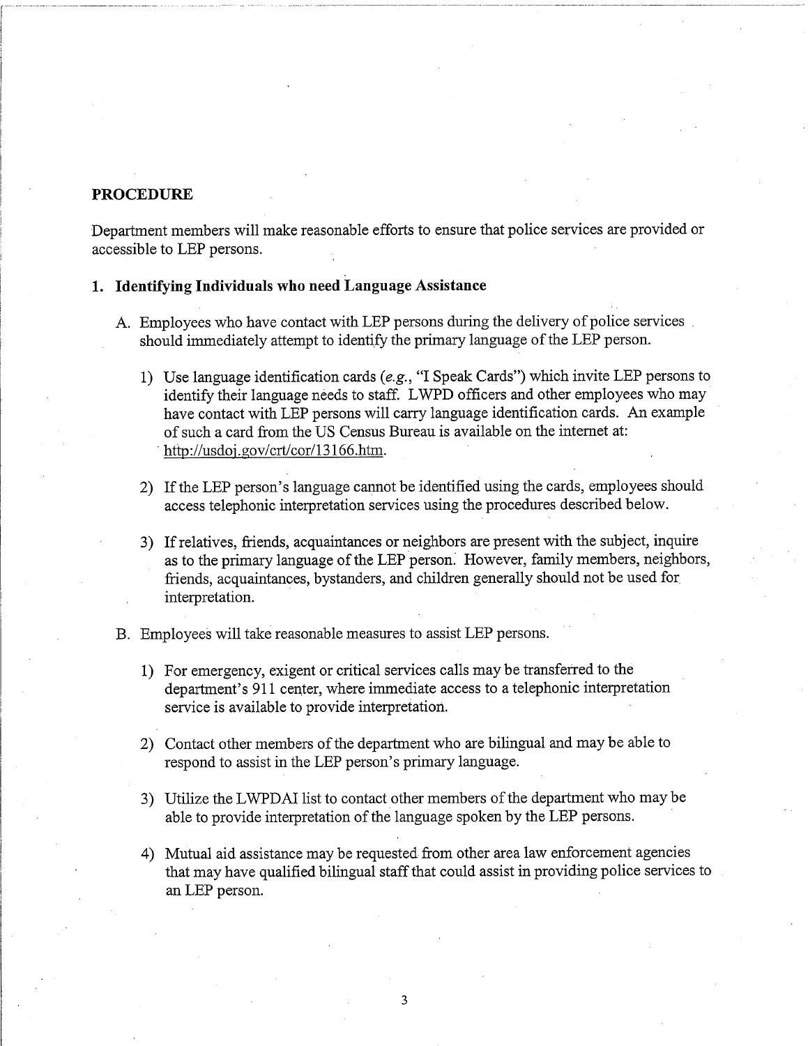## PROCEDURE

Department members will make reasonable efforts to ensure that police services are provided or accessible to LEP persons.

### 1. Identifying Individuals who need Language Assistance

A. Employees who have contact with LEP persons during the delivery of police services should immediately attempt to identify the primary language of the LEP person.

1) Use language identification cards (*e.g.*, "I Speak Cards") which invite LEP persons to identify their language needs to staff. LWPD officers and other employees who may have contact with LEP persons will carry language identification cards. An example of such a card from the US Census Bureau is available on the internet at: http://usdoj.gov/crt/cor/13166.htm.

2) If the LEP person's language cannot be identified using the cards, employees should access telephonic interpretation services using the procedures described below.

3) If relatives, friends, acquaintances or neighbors are present with the subject, inquire as to the primary language of the LEP person. However, family members, neighbors, friends, acquaintances, bystanders, and children generally should not be used for interpretation.

B. Employees will take reasonable measures to assist LEP persons.

1) For emergency, exigent or critical services calls may be transferred to the department's 911 center, where immediate access to a telephonic interpretation service is available to provide interpretation.

2) Contact other members of the department who are bilingual and may be able to respond to assist in the LEP person's primary language.

3) Utilize the LWPDAI list to contact other members of the department who may be able to provide interpretation of the language spoken by the LEP persons.

4) Mutual aid assistance may be requested from other area law enforcement agencies that may have qualified bilingual staff that could assist in providing police services to an LEP person.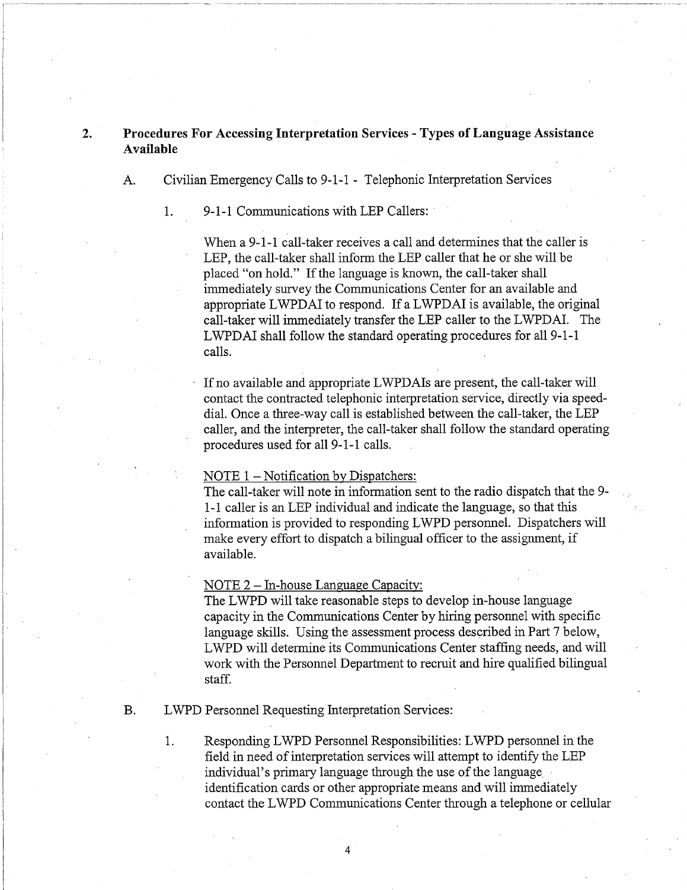## 2. Procedures For Accessing Interpretation Services - Types of Language Assistance Available

### A. Civilian Emergency Calls to 9-1-1 - Telephonic Interpretation Services

#### 1. 9-1-1 Communications with LEP Callers:

When a 9-1-1 call-taker receives a call and determines that the caller is LEP, the call-taker shall inform the LEP caller that he or she will be placed "on hold." If the language is known, the call-taker shall immediately survey the Communications Center for an available and appropriate LWPDAI to respond. If a LWPDAI is available, the original call-taker will immediately transfer the LEP caller to the LWPDAI. The LWPDAI shall follow the standard operating procedures for all 9-1-1 calls.

If no available and appropriate LWPDAIs are present, the call-taker will contact the contracted telephonic interpretation service, directly via speed-dial. Once a three-way call is established between the call-taker, the LEP caller, and the interpreter, the call-taker shall follow the standard operating procedures used for all 9-1-1 calls.

<u>NOTE 1 – Notification by Dispatchers:</u>
The call-taker will note in information sent to the radio dispatch that the 9-1-1 caller is an LEP individual and indicate the language, so that this information is provided to responding LWPD personnel. Dispatchers will make every effort to dispatch a bilingual officer to the assignment, if available.

<u>NOTE 2 – In-house Language Capacity:</u>
The LWPD will take reasonable steps to develop in-house language capacity in the Communications Center by hiring personnel with specific language skills. Using the assessment process described in Part 7 below, LWPD will determine its Communications Center staffing needs, and will work with the Personnel Department to recruit and hire qualified bilingual staff.

### B. LWPD Personnel Requesting Interpretation Services:

1. Responding LWPD Personnel Responsibilities: LWPD personnel in the field in need of interpretation services will attempt to identify the LEP individual's primary language through the use of the language identification cards or other appropriate means and will immediately contact the LWPD Communications Center through a telephone or cellular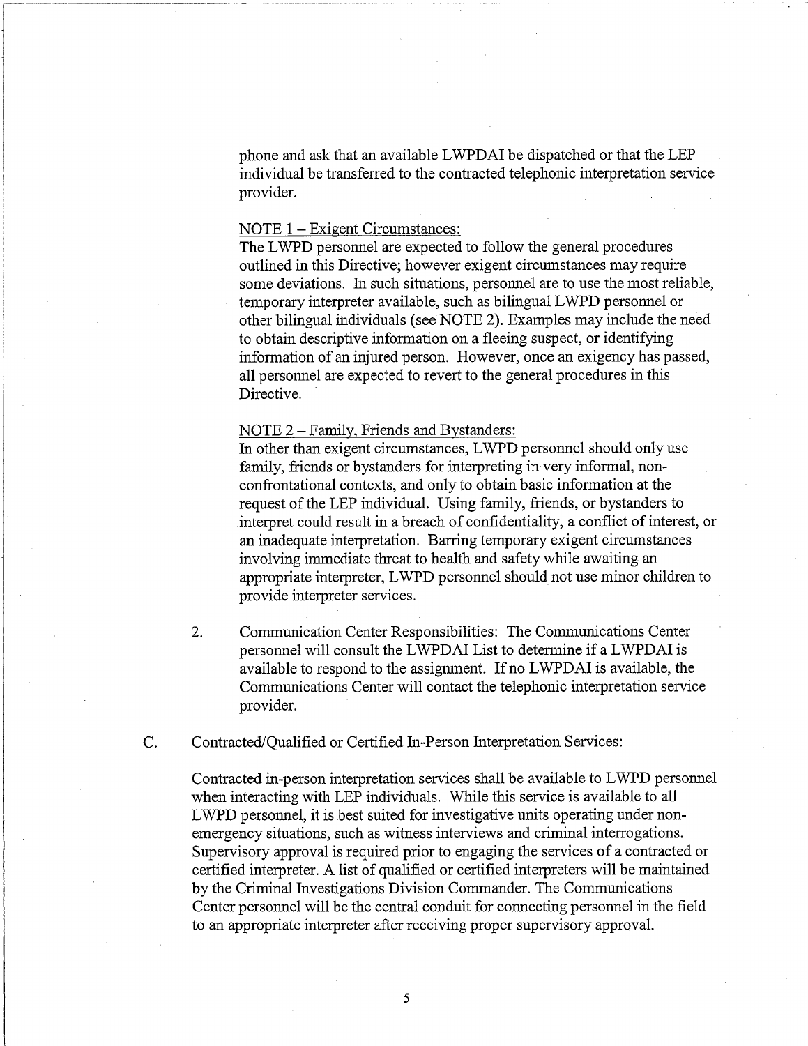phone and ask that an available LWPDAI be dispatched or that the LEP individual be transferred to the contracted telephonic interpretation service provider.

NOTE 1 – Exigent Circumstances:
The LWPD personnel are expected to follow the general procedures outlined in this Directive; however exigent circumstances may require some deviations. In such situations, personnel are to use the most reliable, temporary interpreter available, such as bilingual LWPD personnel or other bilingual individuals (see NOTE 2). Examples may include the need to obtain descriptive information on a fleeing suspect, or identifying information of an injured person. However, once an exigency has passed, all personnel are expected to revert to the general procedures in this Directive.

NOTE 2 – Family, Friends and Bystanders:
In other than exigent circumstances, LWPD personnel should only use family, friends or bystanders for interpreting in very informal, non-confrontational contexts, and only to obtain basic information at the request of the LEP individual. Using family, friends, or bystanders to interpret could result in a breach of confidentiality, a conflict of interest, or an inadequate interpretation. Barring temporary exigent circumstances involving immediate threat to health and safety while awaiting an appropriate interpreter, LWPD personnel should not use minor children to provide interpreter services.

2. Communication Center Responsibilities: The Communications Center personnel will consult the LWPDAI List to determine if a LWPDAI is available to respond to the assignment. If no LWPDAI is available, the Communications Center will contact the telephonic interpretation service provider.

C. Contracted/Qualified or Certified In-Person Interpretation Services:

Contracted in-person interpretation services shall be available to LWPD personnel when interacting with LEP individuals. While this service is available to all LWPD personnel, it is best suited for investigative units operating under non-emergency situations, such as witness interviews and criminal interrogations. Supervisory approval is required prior to engaging the services of a contracted or certified interpreter. A list of qualified or certified interpreters will be maintained by the Criminal Investigations Division Commander. The Communications Center personnel will be the central conduit for connecting personnel in the field to an appropriate interpreter after receiving proper supervisory approval.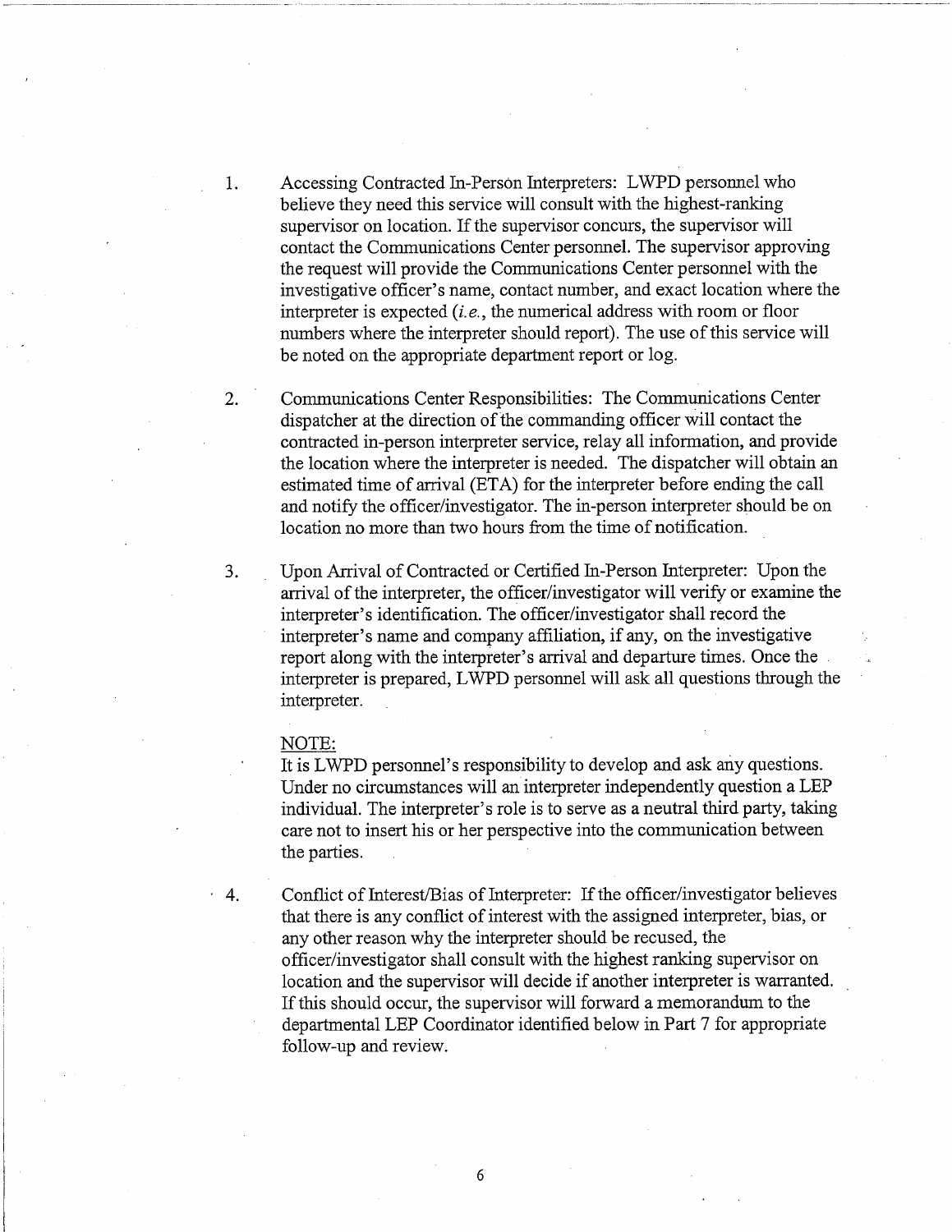1. Accessing Contracted In-Person Interpreters: LWPD personnel who believe they need this service will consult with the highest-ranking supervisor on location. If the supervisor concurs, the supervisor will contact the Communications Center personnel. The supervisor approving the request will provide the Communications Center personnel with the investigative officer's name, contact number, and exact location where the interpreter is expected (*i.e.*, the numerical address with room or floor numbers where the interpreter should report). The use of this service will be noted on the appropriate department report or log.

2. Communications Center Responsibilities: The Communications Center dispatcher at the direction of the commanding officer will contact the contracted in-person interpreter service, relay all information, and provide the location where the interpreter is needed. The dispatcher will obtain an estimated time of arrival (ETA) for the interpreter before ending the call and notify the officer/investigator. The in-person interpreter should be on location no more than two hours from the time of notification.

3. Upon Arrival of Contracted or Certified In-Person Interpreter: Upon the arrival of the interpreter, the officer/investigator will verify or examine the interpreter's identification. The officer/investigator shall record the interpreter's name and company affiliation, if any, on the investigative report along with the interpreter's arrival and departure times. Once the interpreter is prepared, LWPD personnel will ask all questions through the interpreter.

   NOTE:
   It is LWPD personnel's responsibility to develop and ask any questions. Under no circumstances will an interpreter independently question a LEP individual. The interpreter's role is to serve as a neutral third party, taking care not to insert his or her perspective into the communication between the parties.

4. Conflict of Interest/Bias of Interpreter: If the officer/investigator believes that there is any conflict of interest with the assigned interpreter, bias, or any other reason why the interpreter should be recused, the officer/investigator shall consult with the highest ranking supervisor on location and the supervisor will decide if another interpreter is warranted. If this should occur, the supervisor will forward a memorandum to the departmental LEP Coordinator identified below in Part 7 for appropriate follow-up and review.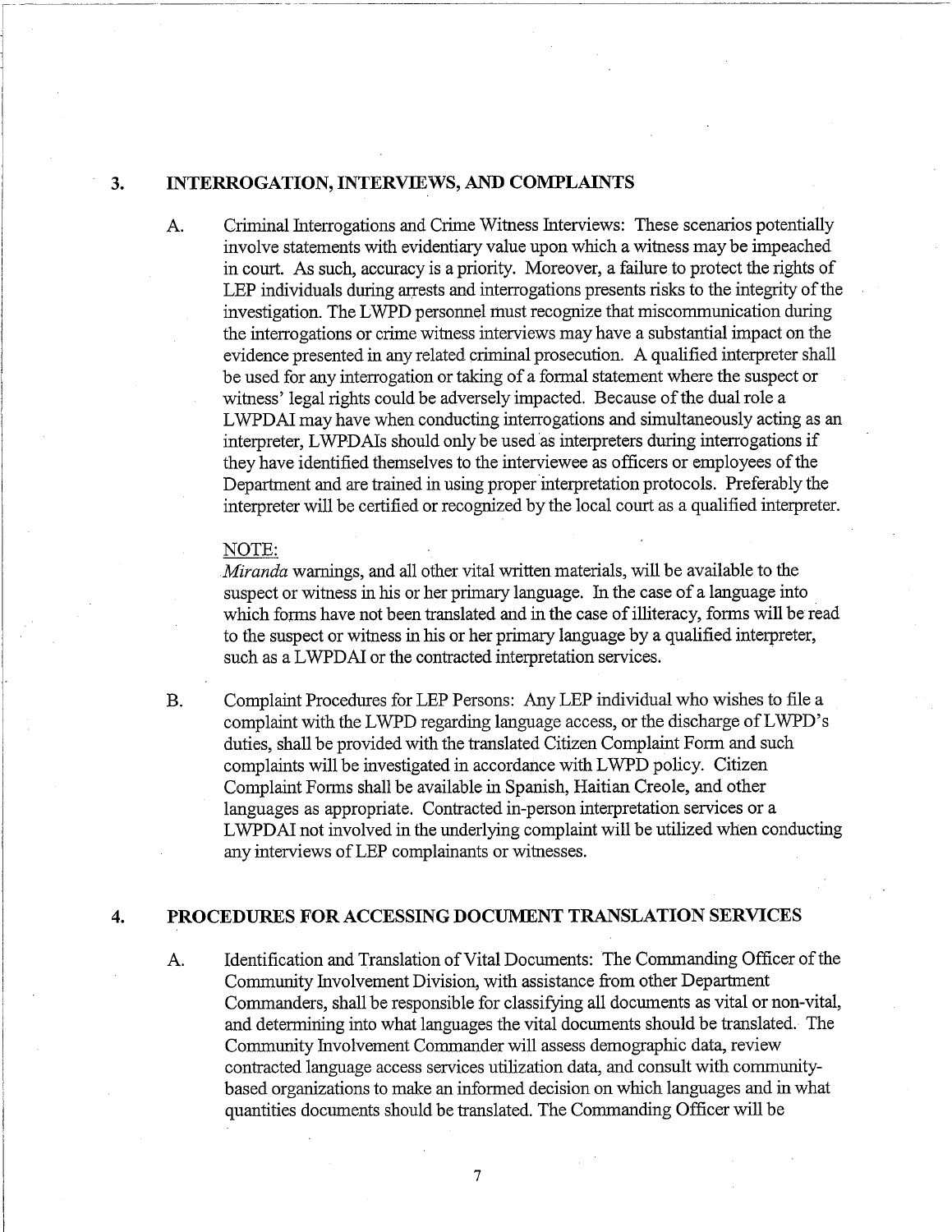## 3. INTERROGATION, INTERVIEWS, AND COMPLAINTS

A. Criminal Interrogations and Crime Witness Interviews: These scenarios potentially involve statements with evidentiary value upon which a witness may be impeached in court. As such, accuracy is a priority. Moreover, a failure to protect the rights of LEP individuals during arrests and interrogations presents risks to the integrity of the investigation. The LWPD personnel must recognize that miscommunication during the interrogations or crime witness interviews may have a substantial impact on the evidence presented in any related criminal prosecution. A qualified interpreter shall be used for any interrogation or taking of a formal statement where the suspect or witness' legal rights could be adversely impacted. Because of the dual role a LWPDAI may have when conducting interrogations and simultaneously acting as an interpreter, LWPDAIs should only be used as interpreters during interrogations if they have identified themselves to the interviewee as officers or employees of the Department and are trained in using proper interpretation protocols. Preferably the interpreter will be certified or recognized by the local court as a qualified interpreter.

NOTE:
*Miranda* warnings, and all other vital written materials, will be available to the suspect or witness in his or her primary language. In the case of a language into which forms have not been translated and in the case of illiteracy, forms will be read to the suspect or witness in his or her primary language by a qualified interpreter, such as a LWPDAI or the contracted interpretation services.

B. Complaint Procedures for LEP Persons: Any LEP individual who wishes to file a complaint with the LWPD regarding language access, or the discharge of LWPD's duties, shall be provided with the translated Citizen Complaint Form and such complaints will be investigated in accordance with LWPD policy. Citizen Complaint Forms shall be available in Spanish, Haitian Creole, and other languages as appropriate. Contracted in-person interpretation services or a LWPDAI not involved in the underlying complaint will be utilized when conducting any interviews of LEP complainants or witnesses.

## 4. PROCEDURES FOR ACCESSING DOCUMENT TRANSLATION SERVICES

A. Identification and Translation of Vital Documents: The Commanding Officer of the Community Involvement Division, with assistance from other Department Commanders, shall be responsible for classifying all documents as vital or non-vital, and determining into what languages the vital documents should be translated. The Community Involvement Commander will assess demographic data, review contracted language access services utilization data, and consult with community-based organizations to make an informed decision on which languages and in what quantities documents should be translated. The Commanding Officer will be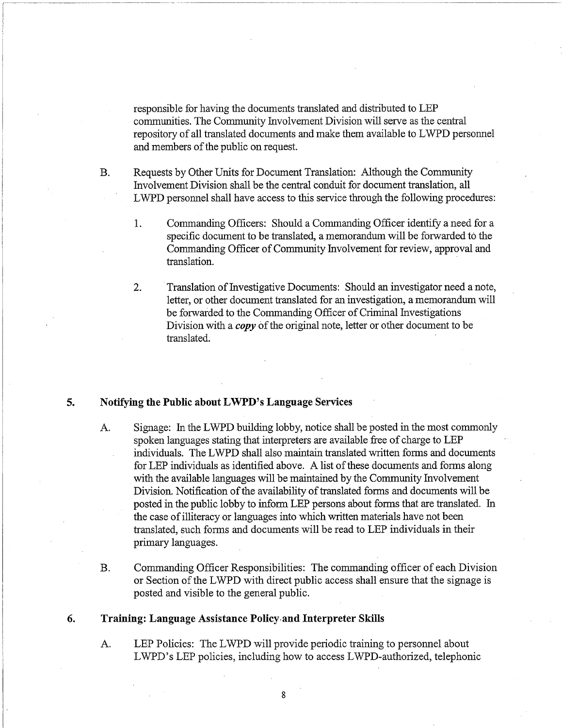responsible for having the documents translated and distributed to LEP communities. The Community Involvement Division will serve as the central repository of all translated documents and make them available to LWPD personnel and members of the public on request.

B. Requests by Other Units for Document Translation: Although the Community Involvement Division shall be the central conduit for document translation, all LWPD personnel shall have access to this service through the following procedures:

1. Commanding Officers: Should a Commanding Officer identify a need for a specific document to be translated, a memorandum will be forwarded to the Commanding Officer of Community Involvement for review, approval and translation.

2. Translation of Investigative Documents: Should an investigator need a note, letter, or other document translated for an investigation, a memorandum will be forwarded to the Commanding Officer of Criminal Investigations Division with a ***copy*** of the original note, letter or other document to be translated.

## 5. Notifying the Public about LWPD's Language Services

A. Signage: In the LWPD building lobby, notice shall be posted in the most commonly spoken languages stating that interpreters are available free of charge to LEP individuals. The LWPD shall also maintain translated written forms and documents for LEP individuals as identified above. A list of these documents and forms along with the available languages will be maintained by the Community Involvement Division. Notification of the availability of translated forms and documents will be posted in the public lobby to inform LEP persons about forms that are translated. In the case of illiteracy or languages into which written materials have not been translated, such forms and documents will be read to LEP individuals in their primary languages.

B. Commanding Officer Responsibilities: The commanding officer of each Division or Section of the LWPD with direct public access shall ensure that the signage is posted and visible to the general public.

## 6. Training: Language Assistance Policy and Interpreter Skills

A. LEP Policies: The LWPD will provide periodic training to personnel about LWPD's LEP policies, including how to access LWPD-authorized, telephonic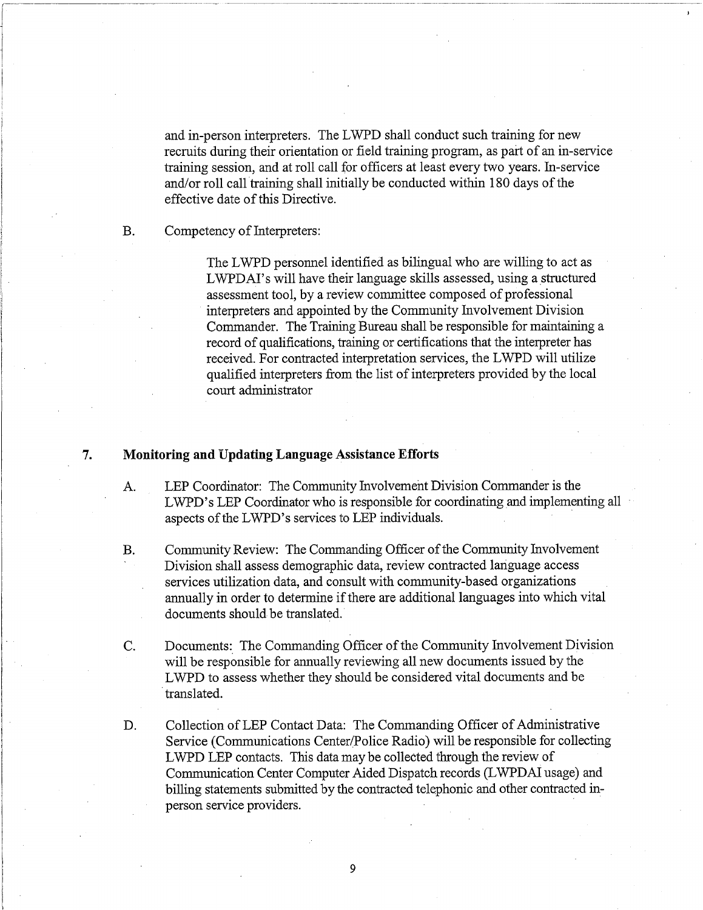and in-person interpreters. The LWPD shall conduct such training for new recruits during their orientation or field training program, as part of an in-service training session, and at roll call for officers at least every two years. In-service and/or roll call training shall initially be conducted within 180 days of the effective date of this Directive.

B. Competency of Interpreters:

The LWPD personnel identified as bilingual who are willing to act as LWPDAI's will have their language skills assessed, using a structured assessment tool, by a review committee composed of professional interpreters and appointed by the Community Involvement Division Commander. The Training Bureau shall be responsible for maintaining a record of qualifications, training or certifications that the interpreter has received. For contracted interpretation services, the LWPD will utilize qualified interpreters from the list of interpreters provided by the local court administrator

## 7. Monitoring and Updating Language Assistance Efforts

A. LEP Coordinator: The Community Involvement Division Commander is the LWPD's LEP Coordinator who is responsible for coordinating and implementing all aspects of the LWPD's services to LEP individuals.

B. Community Review: The Commanding Officer of the Community Involvement Division shall assess demographic data, review contracted language access services utilization data, and consult with community-based organizations annually in order to determine if there are additional languages into which vital documents should be translated.

C. Documents: The Commanding Officer of the Community Involvement Division will be responsible for annually reviewing all new documents issued by the LWPD to assess whether they should be considered vital documents and be translated.

D. Collection of LEP Contact Data: The Commanding Officer of Administrative Service (Communications Center/Police Radio) will be responsible for collecting LWPD LEP contacts. This data may be collected through the review of Communication Center Computer Aided Dispatch records (LWPDAI usage) and billing statements submitted by the contracted telephonic and other contracted in-person service providers.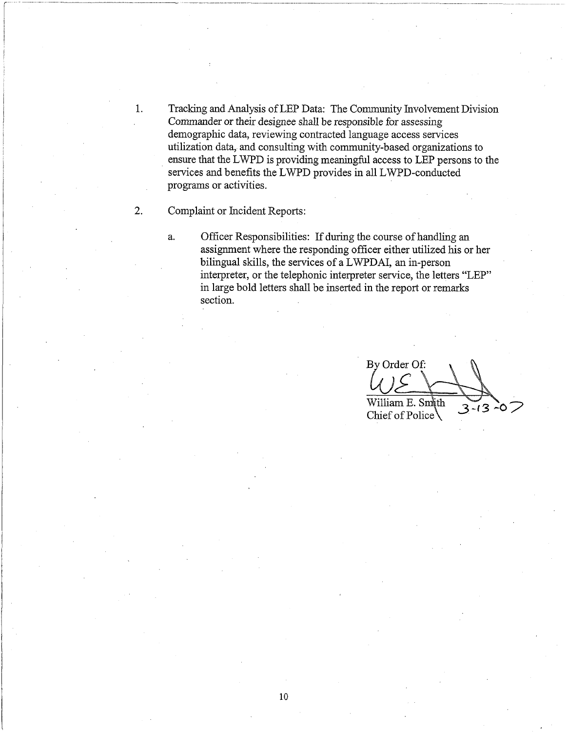1. Tracking and Analysis of LEP Data: The Community Involvement Division Commander or their designee shall be responsible for assessing demographic data, reviewing contracted language access services utilization data, and consulting with community-based organizations to ensure that the LWPD is providing meaningful access to LEP persons to the services and benefits the LWPD provides in all LWPD-conducted programs or activities.

2. Complaint or Incident Reports:

   a. Officer Responsibilities: If during the course of handling an assignment where the responding officer either utilized his or her bilingual skills, the services of a LWPDAI, an in-person interpreter, or the telephonic interpreter service, the letters "LEP" in large bold letters shall be inserted in the report or remarks section.

By Order Of:

William E. Smith
Chief of Police

3-13-07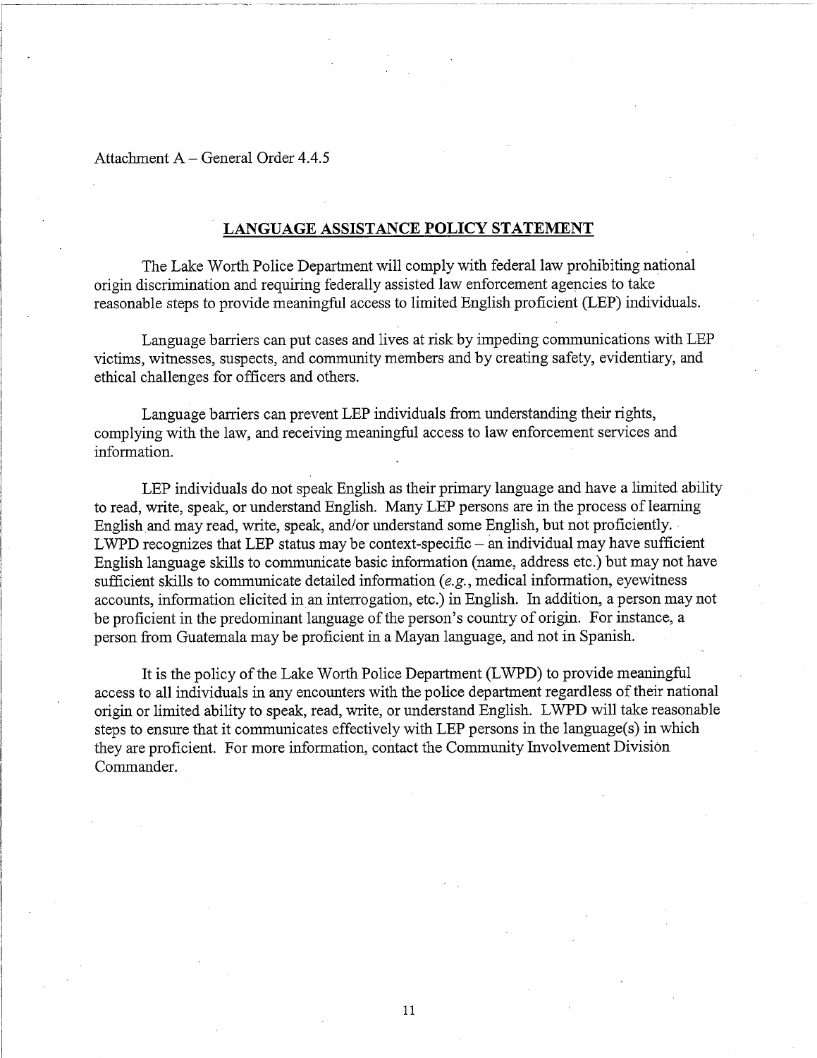Attachment A – General Order 4.4.5

## LANGUAGE ASSISTANCE POLICY STATEMENT

The Lake Worth Police Department will comply with federal law prohibiting national origin discrimination and requiring federally assisted law enforcement agencies to take reasonable steps to provide meaningful access to limited English proficient (LEP) individuals.

Language barriers can put cases and lives at risk by impeding communications with LEP victims, witnesses, suspects, and community members and by creating safety, evidentiary, and ethical challenges for officers and others.

Language barriers can prevent LEP individuals from understanding their rights, complying with the law, and receiving meaningful access to law enforcement services and information.

LEP individuals do not speak English as their primary language and have a limited ability to read, write, speak, or understand English. Many LEP persons are in the process of learning English and may read, write, speak, and/or understand some English, but not proficiently. LWPD recognizes that LEP status may be context-specific – an individual may have sufficient English language skills to communicate basic information (name, address etc.) but may not have sufficient skills to communicate detailed information (*e.g.*, medical information, eyewitness accounts, information elicited in an interrogation, etc.) in English. In addition, a person may not be proficient in the predominant language of the person's country of origin. For instance, a person from Guatemala may be proficient in a Mayan language, and not in Spanish.

It is the policy of the Lake Worth Police Department (LWPD) to provide meaningful access to all individuals in any encounters with the police department regardless of their national origin or limited ability to speak, read, write, or understand English. LWPD will take reasonable steps to ensure that it communicates effectively with LEP persons in the language(s) in which they are proficient. For more information, contact the Community Involvement Division Commander.